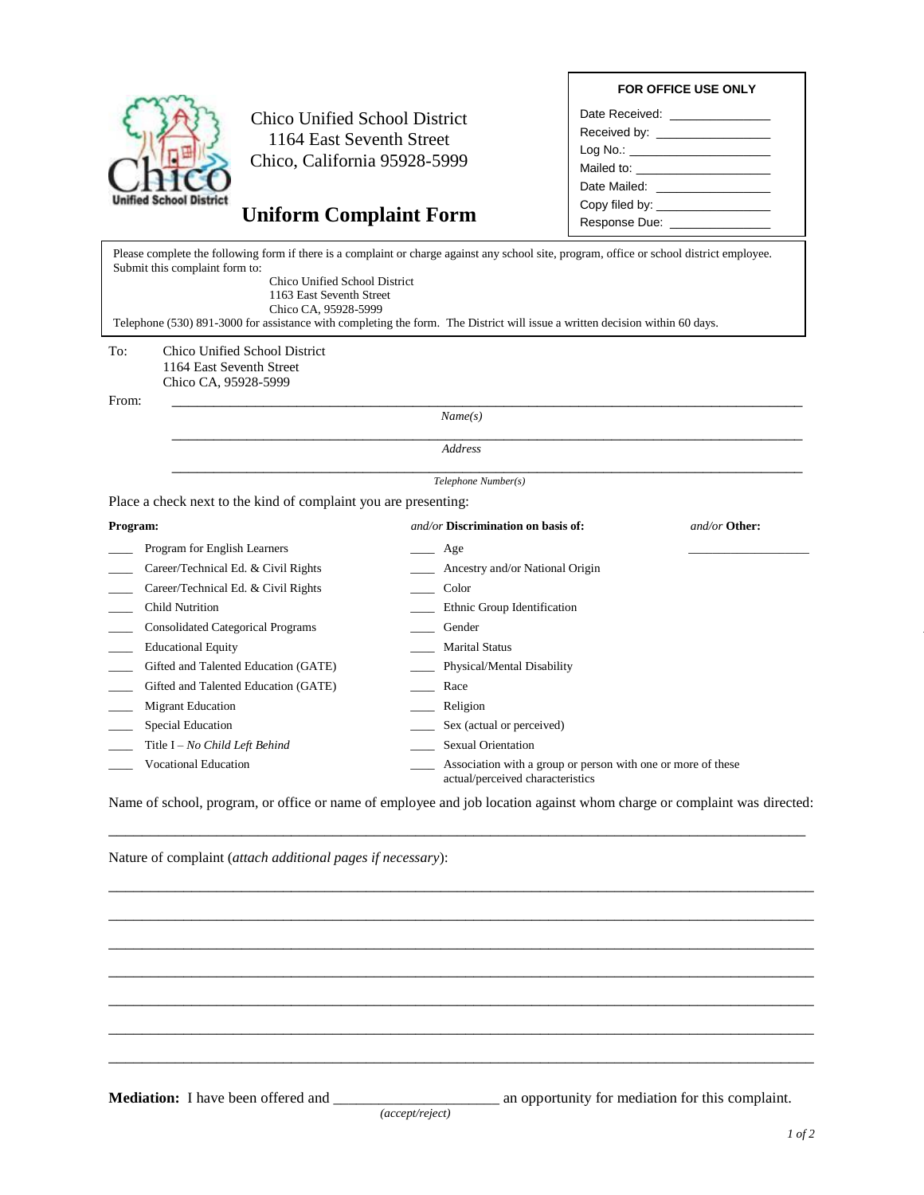Chico Unified School District
1164 East Seventh Street
Chico, California 95928-5999

# Uniform Complaint Form

**FOR OFFICE USE ONLY**

Date Received: _______________
Received by: _________________
Log No.: ____________________
Mailed to: ___________________
Date Mailed: _________________
Copy filed by: _______________
Response Due: _______________

Please complete the following form if there is a complaint or charge against any school site, program, office or school district employee. Submit this complaint form to:

Chico Unified School District
1163 East Seventh Street
Chico CA, 95928-5999

Telephone (530) 891-3000 for assistance with completing the form. The District will issue a written decision within 60 days.

To: Chico Unified School District
1164 East Seventh Street
Chico CA, 95928-5999

From: ______________________________________________________________
*Name(s)*

______________________________________________________________
*Address*

______________________________________________________________
*Telephone Number(s)*

Place a check next to the kind of complaint you are presenting:

| **Program:** | *and/or* **Discrimination on basis of:** | *and/or* **Other:** |
|---|---|---|
| ____ Program for English Learners | ____ Age | __________________ |
| ____ Career/Technical Ed. & Civil Rights | ____ Ancestry and/or National Origin | |
| ____ Career/Technical Ed. & Civil Rights | ____ Color | |
| ____ Child Nutrition | ____ Ethnic Group Identification | |
| ____ Consolidated Categorical Programs | ____ Gender | |
| ____ Educational Equity | ____ Marital Status | |
| ____ Gifted and Talented Education (GATE) | ____ Physical/Mental Disability | |
| ____ Gifted and Talented Education (GATE) | ____ Race | |
| ____ Migrant Education | ____ Religion | |
| ____ Special Education | ____ Sex (actual or perceived) | |
| ____ Title I – *No Child Left Behind* | ____ Sexual Orientation | |
| ____ Vocational Education | ____ Association with a group or person with one or more of these actual/perceived characteristics | |

Name of school, program, or office or name of employee and job location against whom charge or complaint was directed:

______________________________________________________________

Nature of complaint (*attach additional pages if necessary*):

______________________________________________________________

______________________________________________________________

______________________________________________________________

______________________________________________________________

______________________________________________________________

______________________________________________________________

______________________________________________________________

**Mediation:** I have been offered and ______________________ an opportunity for mediation for this complaint.
*(accept/reject)*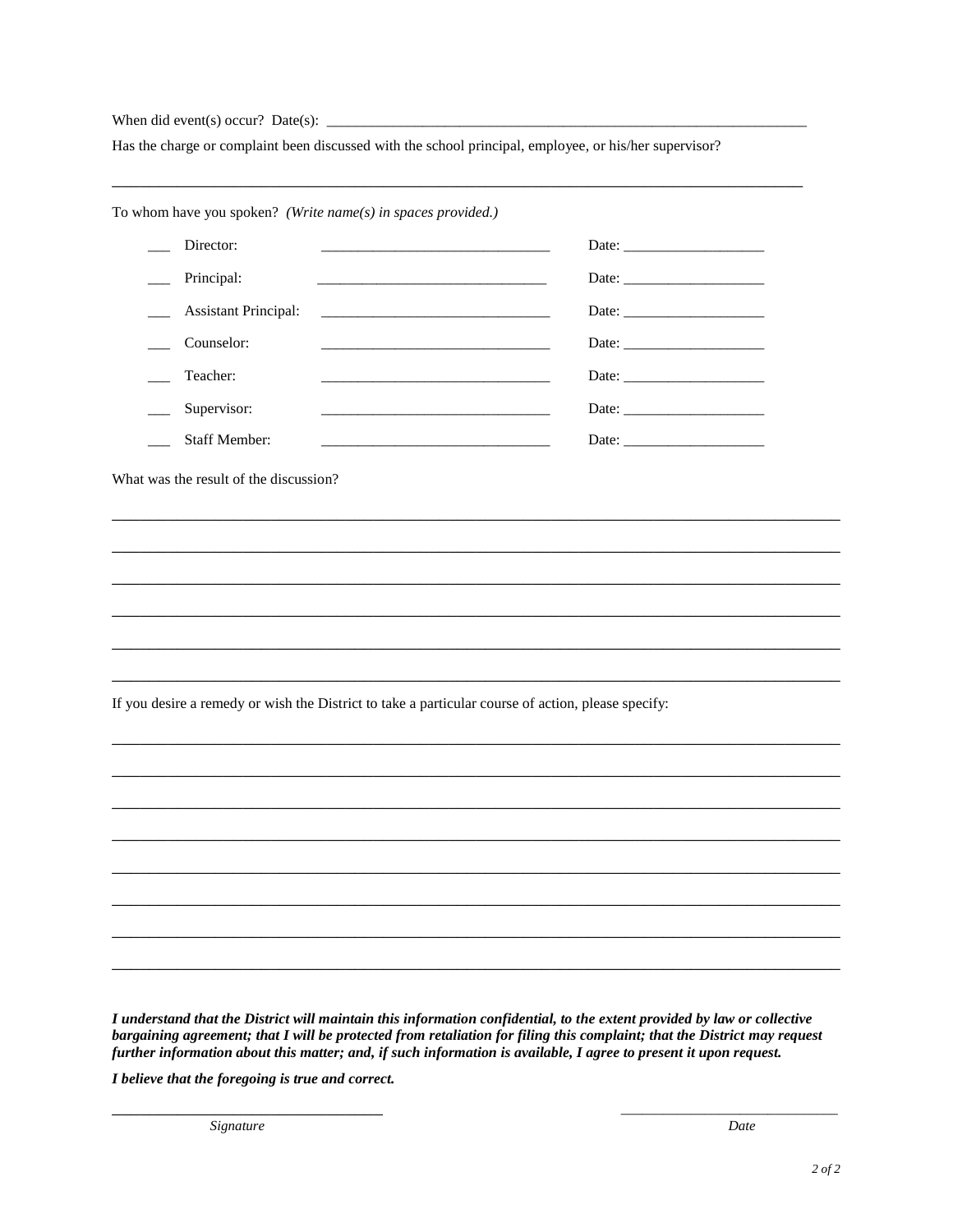When did event(s) occur? Date(s): ___________________________________________________________________

Has the charge or complaint been discussed with the school principal, employee, or his/her supervisor?

___________________________________________________________________________________________

To whom have you spoken? *(Write name(s) in spaces provided.)*

| | | | |
|---|---|---|---|
| ___ | Director: | _______________________________ | Date: ___________________ |
| ___ | Principal: | _______________________________ | Date: ___________________ |
| ___ | Assistant Principal: | _______________________________ | Date: ___________________ |
| ___ | Counselor: | _______________________________ | Date: ___________________ |
| ___ | Teacher: | _______________________________ | Date: ___________________ |
| ___ | Supervisor: | _______________________________ | Date: ___________________ |
| ___ | Staff Member: | _______________________________ | Date: ___________________ |

What was the result of the discussion?

___________________________________________________________________________________________

___________________________________________________________________________________________

___________________________________________________________________________________________

___________________________________________________________________________________________

___________________________________________________________________________________________

___________________________________________________________________________________________

If you desire a remedy or wish the District to take a particular course of action, please specify:

___________________________________________________________________________________________

___________________________________________________________________________________________

___________________________________________________________________________________________

___________________________________________________________________________________________

___________________________________________________________________________________________

___________________________________________________________________________________________

___________________________________________________________________________________________

___________________________________________________________________________________________

***I understand that the District will maintain this information confidential, to the extent provided by law or collective bargaining agreement; that I will be protected from retaliation for filing this complaint; that the District may request further information about this matter; and, if such information is available, I agree to present it upon request.***

***I believe that the foregoing is true and correct.***

| | |
|---|---|
| ___________________________________ | ______________________________ |
| *Signature* | *Date* |